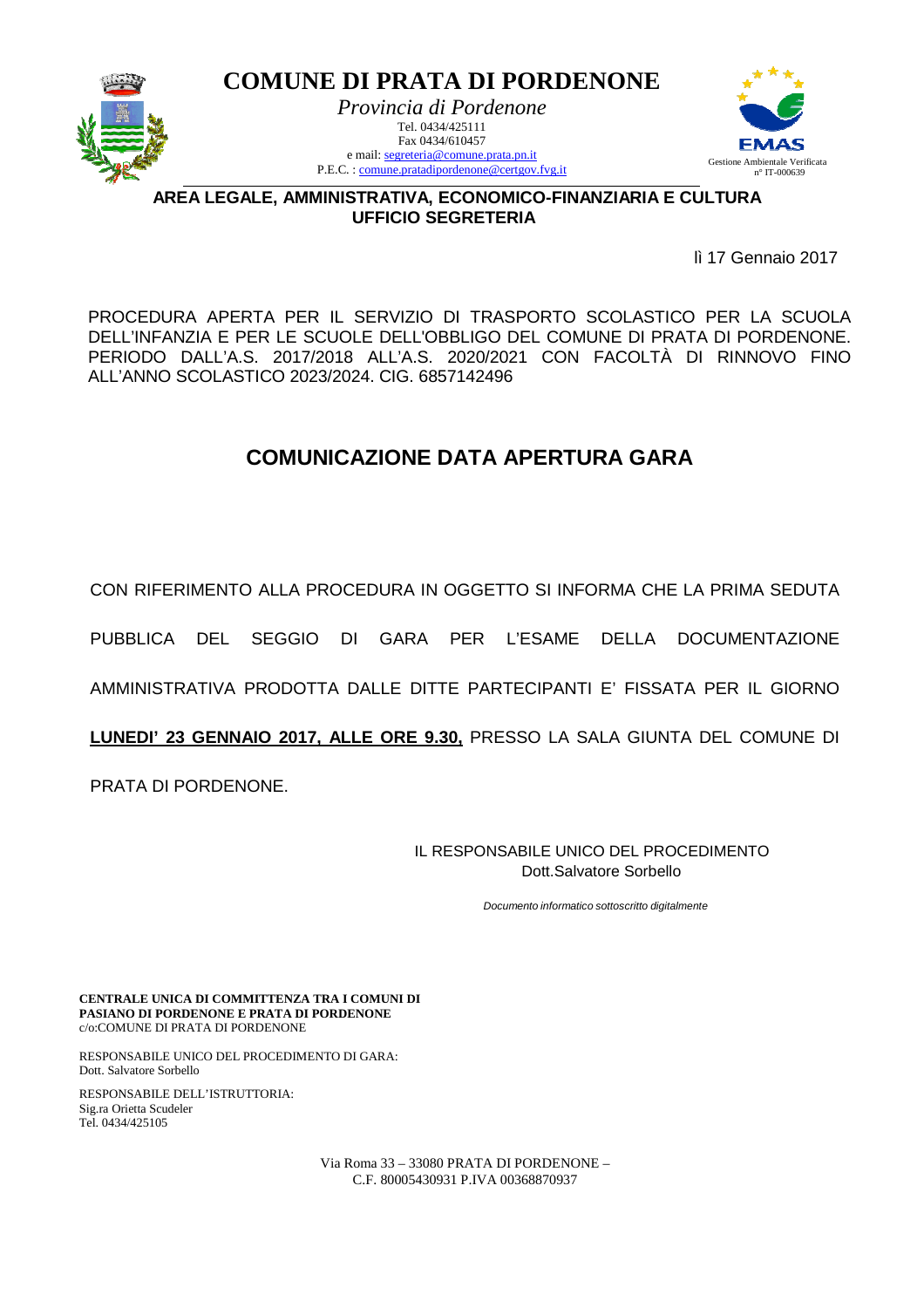# COMUNE DI PRATA DI PORDENONE

*Provincia di Pordenone*
Tel. 0434/425111
Fax 0434/610457
e mail: segreteria@comune.prata.pn.it
P.E.C. : comune.pratadipordenone@certgov.fvg.it

Gestione Ambientale Verificata
n° IT-000639

**AREA LEGALE, AMMINISTRATIVA, ECONOMICO-FINANZIARIA E CULTURA**
**UFFICIO SEGRETERIA**

lì 17 Gennaio 2017

PROCEDURA APERTA PER IL SERVIZIO DI TRASPORTO SCOLASTICO PER LA SCUOLA DELL'INFANZIA E PER LE SCUOLE DELL'OBBLIGO DEL COMUNE DI PRATA DI PORDENONE. PERIODO DALL'A.S. 2017/2018 ALL'A.S. 2020/2021 CON FACOLTÀ DI RINNOVO FINO ALL'ANNO SCOLASTICO 2023/2024. CIG. 6857142496

## COMUNICAZIONE DATA APERTURA GARA

CON RIFERIMENTO ALLA PROCEDURA IN OGGETTO SI INFORMA CHE LA PRIMA SEDUTA PUBBLICA DEL SEGGIO DI GARA PER L'ESAME DELLA DOCUMENTAZIONE AMMINISTRATIVA PRODOTTA DALLE DITTE PARTECIPANTI E' FISSATA PER IL GIORNO **LUNEDI' 23 GENNAIO 2017, ALLE ORE 9.30,** PRESSO LA SALA GIUNTA DEL COMUNE DI PRATA DI PORDENONE.

IL RESPONSABILE UNICO DEL PROCEDIMENTO
Dott.Salvatore Sorbello

*Documento informatico sottoscritto digitalmente*

**CENTRALE UNICA DI COMMITTENZA TRA I COMUNI DI PASIANO DI PORDENONE E PRATA DI PORDENONE**
c/o:COMUNE DI PRATA DI PORDENONE

RESPONSABILE UNICO DEL PROCEDIMENTO DI GARA:
Dott. Salvatore Sorbello

RESPONSABILE DELL'ISTRUTTORIA:
Sig.ra Orietta Scudeler
Tel. 0434/425105

Via Roma 33 – 33080 PRATA DI PORDENONE –
C.F. 80005430931 P.IVA 00368870937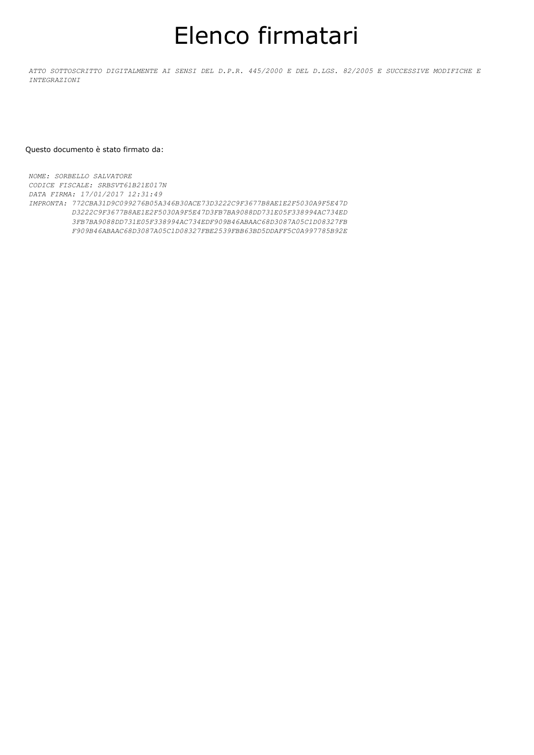# Elenco firmatari

*ATTO SOTTOSCRITTO DIGITALMENTE AI SENSI DEL D.P.R. 445/2000 E DEL D.LGS. 82/2005 E SUCCESSIVE MODIFICHE E INTEGRAZIONI*

Questo documento è stato firmato da:

*NOME: SORBELLO SALVATORE*
*CODICE FISCALE: SRBSVT61B21E017N*
*DATA FIRMA: 17/01/2017 12:31:49*
*IMPRONTA: 772CBA31D9C099276B05A346B30ACE73D3222C9F3677B8AE1E2F5030A9F5E47D*
*D3222C9F3677B8AE1E2F5030A9F5E47D3FB7BA9088DD731E05F338994AC734ED*
*3FB7BA9088DD731E05F338994AC734EDF909B46ABAAC68D3087A05C1D08327FB*
*F909B46ABAAC68D3087A05C1D08327FBE2539FBB63BD5DDAFF5C0A997785B92E*